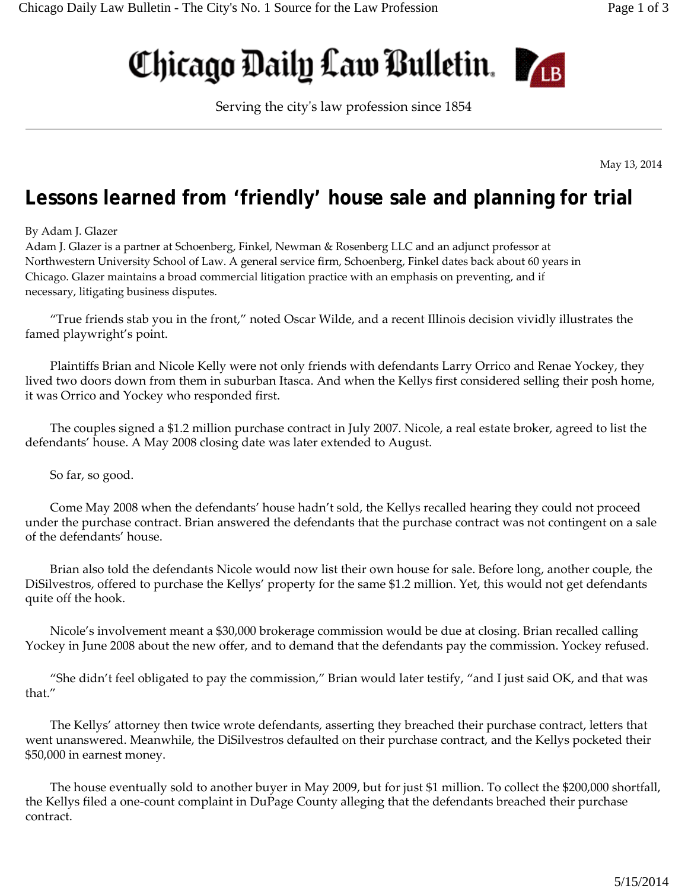# Chicago Daily Law Bulletin

Serving the city's law profession since 1854

May 13, 2014

## Lessons learned from 'friendly' house sale and planning for trial

By Adam J. Glazer

Adam J. Glazer is a partner at Schoenberg, Finkel, Newman & Rosenberg LLC and an adjunct professor at Northwestern University School of Law. A general service firm, Schoenberg, Finkel dates back about 60 years in Chicago. Glazer maintains a broad commercial litigation practice with an emphasis on preventing, and if necessary, litigating business disputes.

"True friends stab you in the front," noted Oscar Wilde, and a recent Illinois decision vividly illustrates the famed playwright's point.

Plaintiffs Brian and Nicole Kelly were not only friends with defendants Larry Orrico and Renae Yockey, they lived two doors down from them in suburban Itasca. And when the Kellys first considered selling their posh home, it was Orrico and Yockey who responded first.

The couples signed a $1.2 million purchase contract in July 2007. Nicole, a real estate broker, agreed to list the defendants' house. A May 2008 closing date was later extended to August.

So far, so good.

Come May 2008 when the defendants' house hadn't sold, the Kellys recalled hearing they could not proceed under the purchase contract. Brian answered the defendants that the purchase contract was not contingent on a sale of the defendants' house.

Brian also told the defendants Nicole would now list their own house for sale. Before long, another couple, the DiSilvestros, offered to purchase the Kellys' property for the same $1.2 million. Yet, this would not get defendants quite off the hook.

Nicole's involvement meant a $30,000 brokerage commission would be due at closing. Brian recalled calling Yockey in June 2008 about the new offer, and to demand that the defendants pay the commission. Yockey refused.

"She didn't feel obligated to pay the commission," Brian would later testify, "and I just said OK, and that was that."

The Kellys' attorney then twice wrote defendants, asserting they breached their purchase contract, letters that went unanswered. Meanwhile, the DiSilvestros defaulted on their purchase contract, and the Kellys pocketed their $50,000 in earnest money.

The house eventually sold to another buyer in May 2009, but for just $1 million. To collect the $200,000 shortfall, the Kellys filed a one-count complaint in DuPage County alleging that the defendants breached their purchase contract.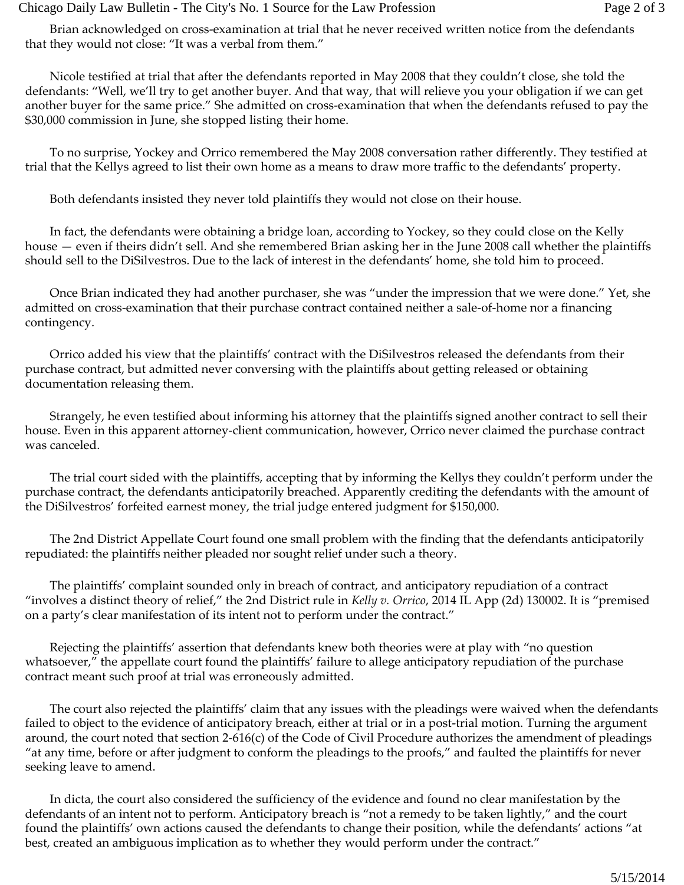Brian acknowledged on cross-examination at trial that he never received written notice from the defendants that they would not close: "It was a verbal from them."

Nicole testified at trial that after the defendants reported in May 2008 that they couldn't close, she told the defendants: "Well, we'll try to get another buyer. And that way, that will relieve you your obligation if we can get another buyer for the same price." She admitted on cross-examination that when the defendants refused to pay the $30,000 commission in June, she stopped listing their home.

To no surprise, Yockey and Orrico remembered the May 2008 conversation rather differently. They testified at trial that the Kellys agreed to list their own home as a means to draw more traffic to the defendants' property.

Both defendants insisted they never told plaintiffs they would not close on their house.

In fact, the defendants were obtaining a bridge loan, according to Yockey, so they could close on the Kelly house — even if theirs didn't sell. And she remembered Brian asking her in the June 2008 call whether the plaintiffs should sell to the DiSilvestros. Due to the lack of interest in the defendants' home, she told him to proceed.

Once Brian indicated they had another purchaser, she was "under the impression that we were done." Yet, she admitted on cross-examination that their purchase contract contained neither a sale-of-home nor a financing contingency.

Orrico added his view that the plaintiffs' contract with the DiSilvestros released the defendants from their purchase contract, but admitted never conversing with the plaintiffs about getting released or obtaining documentation releasing them.

Strangely, he even testified about informing his attorney that the plaintiffs signed another contract to sell their house. Even in this apparent attorney-client communication, however, Orrico never claimed the purchase contract was canceled.

The trial court sided with the plaintiffs, accepting that by informing the Kellys they couldn't perform under the purchase contract, the defendants anticipatorily breached. Apparently crediting the defendants with the amount of the DiSilvestros' forfeited earnest money, the trial judge entered judgment for $150,000.

The 2nd District Appellate Court found one small problem with the finding that the defendants anticipatorily repudiated: the plaintiffs neither pleaded nor sought relief under such a theory.

The plaintiffs' complaint sounded only in breach of contract, and anticipatory repudiation of a contract "involves a distinct theory of relief," the 2nd District rule in *Kelly v. Orrico*, 2014 IL App (2d) 130002. It is "premised on a party's clear manifestation of its intent not to perform under the contract."

Rejecting the plaintiffs' assertion that defendants knew both theories were at play with "no question whatsoever," the appellate court found the plaintiffs' failure to allege anticipatory repudiation of the purchase contract meant such proof at trial was erroneously admitted.

The court also rejected the plaintiffs' claim that any issues with the pleadings were waived when the defendants failed to object to the evidence of anticipatory breach, either at trial or in a post-trial motion. Turning the argument around, the court noted that section 2-616(c) of the Code of Civil Procedure authorizes the amendment of pleadings "at any time, before or after judgment to conform the pleadings to the proofs," and faulted the plaintiffs for never seeking leave to amend.

In dicta, the court also considered the sufficiency of the evidence and found no clear manifestation by the defendants of an intent not to perform. Anticipatory breach is "not a remedy to be taken lightly," and the court found the plaintiffs' own actions caused the defendants to change their position, while the defendants' actions "at best, created an ambiguous implication as to whether they would perform under the contract."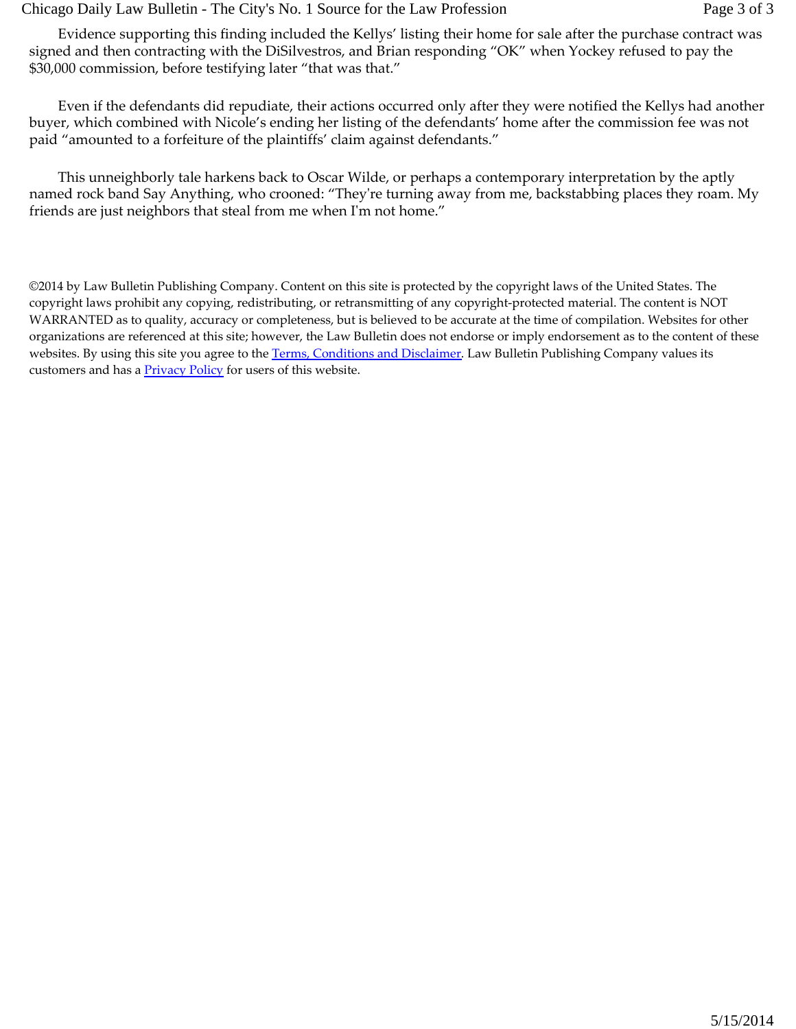Evidence supporting this finding included the Kellys' listing their home for sale after the purchase contract was signed and then contracting with the DiSilvestros, and Brian responding "OK" when Yockey refused to pay the $30,000 commission, before testifying later "that was that."

Even if the defendants did repudiate, their actions occurred only after they were notified the Kellys had another buyer, which combined with Nicole's ending her listing of the defendants' home after the commission fee was not paid "amounted to a forfeiture of the plaintiffs' claim against defendants."

This unneighborly tale harkens back to Oscar Wilde, or perhaps a contemporary interpretation by the aptly named rock band Say Anything, who crooned: "They're turning away from me, backstabbing places they roam. My friends are just neighbors that steal from me when I'm not home."

©2014 by Law Bulletin Publishing Company. Content on this site is protected by the copyright laws of the United States. The copyright laws prohibit any copying, redistributing, or retransmitting of any copyright-protected material. The content is NOT WARRANTED as to quality, accuracy or completeness, but is believed to be accurate at the time of compilation. Websites for other organizations are referenced at this site; however, the Law Bulletin does not endorse or imply endorsement as to the content of these websites. By using this site you agree to the Terms, Conditions and Disclaimer. Law Bulletin Publishing Company values its customers and has a Privacy Policy for users of this website.